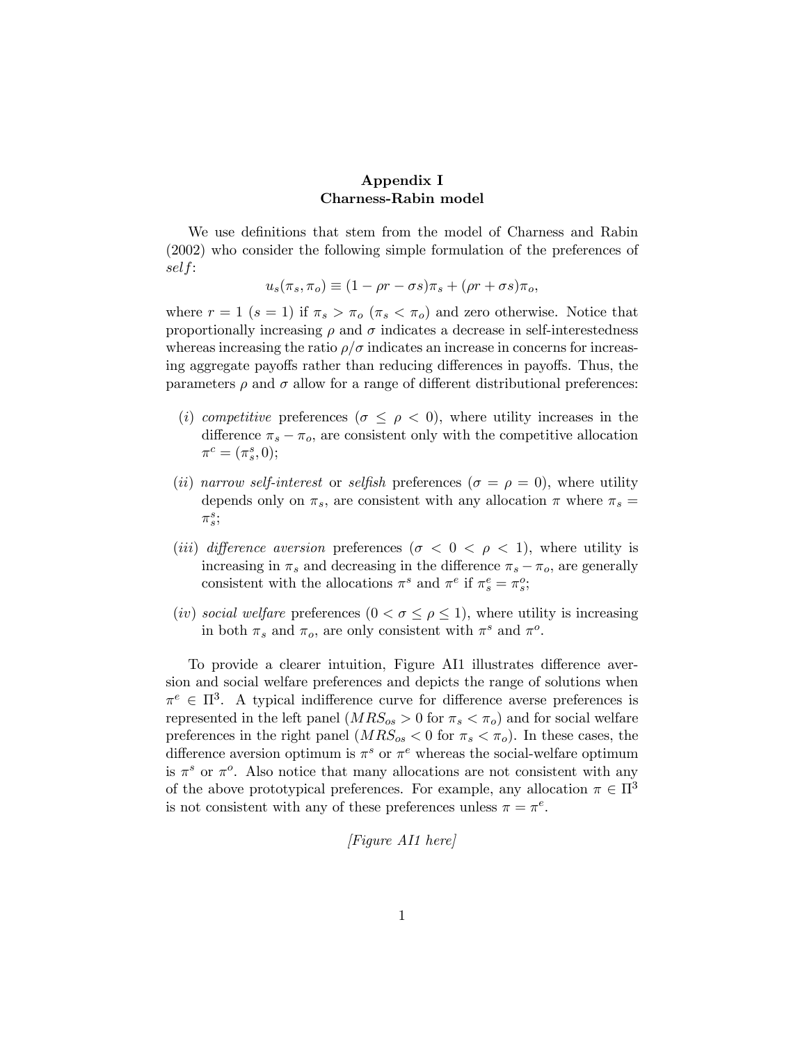# Appendix I
## Charness-Rabin model

We use definitions that stem from the model of Charness and Rabin (2002) who consider the following simple formulation of the preferences of *self*:

$$u_s(\pi_s, \pi_o) \equiv (1 - \rho r - \sigma s)\pi_s + (\rho r + \sigma s)\pi_o,$$

where $r = 1$ ($s = 1$) if $\pi_s > \pi_o$ ($\pi_s < \pi_o$) and zero otherwise. Notice that proportionally increasing $\rho$ and $\sigma$ indicates a decrease in self-interestedness whereas increasing the ratio $\rho/\sigma$ indicates an increase in concerns for increasing aggregate payoffs rather than reducing differences in payoffs. Thus, the parameters $\rho$ and $\sigma$ allow for a range of different distributional preferences:

(*i*) *competitive* preferences ($\sigma \leq \rho < 0$), where utility increases in the difference $\pi_s - \pi_o$, are consistent only with the competitive allocation $\pi^c = (\pi_s^s, 0)$;

(*ii*) *narrow self-interest* or *selfish* preferences ($\sigma = \rho = 0$), where utility depends only on $\pi_s$, are consistent with any allocation $\pi$ where $\pi_s = \pi_s^s$;

(*iii*) *difference aversion* preferences ($\sigma < 0 < \rho < 1$), where utility is increasing in $\pi_s$ and decreasing in the difference $\pi_s - \pi_o$, are generally consistent with the allocations $\pi^s$ and $\pi^e$ if $\pi_s^e = \pi_s^o$;

(*iv*) *social welfare* preferences ($0 < \sigma \leq \rho \leq 1$), where utility is increasing in both $\pi_s$ and $\pi_o$, are only consistent with $\pi^s$ and $\pi^o$.

To provide a clearer intuition, Figure AI1 illustrates difference aversion and social welfare preferences and depicts the range of solutions when $\pi^e \in \Pi^3$. A typical indifference curve for difference averse preferences is represented in the left panel ($MRS_{os} > 0$ for $\pi_s < \pi_o$) and for social welfare preferences in the right panel ($MRS_{os} < 0$ for $\pi_s < \pi_o$). In these cases, the difference aversion optimum is $\pi^s$ or $\pi^e$ whereas the social-welfare optimum is $\pi^s$ or $\pi^o$. Also notice that many allocations are not consistent with any of the above prototypical preferences. For example, any allocation $\pi \in \Pi^3$ is not consistent with any of these preferences unless $\pi = \pi^e$.

*[Figure AI1 here]*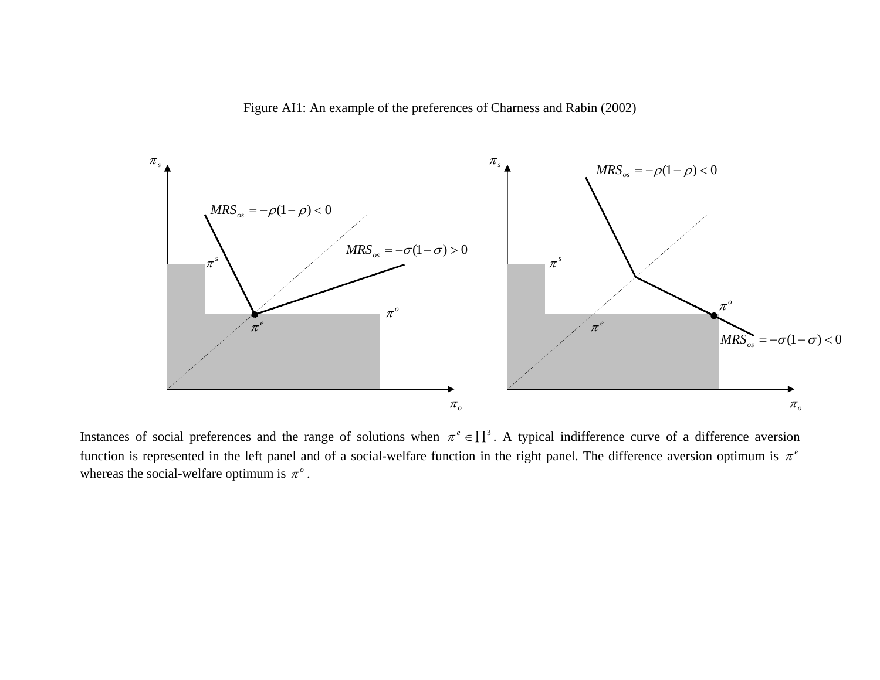Figure AI1: An example of the preferences of Charness and Rabin (2002)

$\pi_s$

$MRS_{os} = -\rho(1-\rho) < 0$

$MRS_{os} = -\sigma(1-\sigma) > 0$

$\pi^s$

$\pi^o$

$\pi^e$

$\pi_o$

$\pi_s$

$MRS_{os} = -\rho(1-\rho) < 0$

$\pi^s$

$\pi^o$

$\pi^e$

$MRS_{os} = -\sigma(1-\sigma) < 0$

$\pi_o$

Instances of social preferences and the range of solutions when $\pi^e \in \prod^3$. A typical indifference curve of a difference aversion function is represented in the left panel and of a social-welfare function in the right panel. The difference aversion optimum is $\pi^e$ whereas the social-welfare optimum is $\pi^o$.